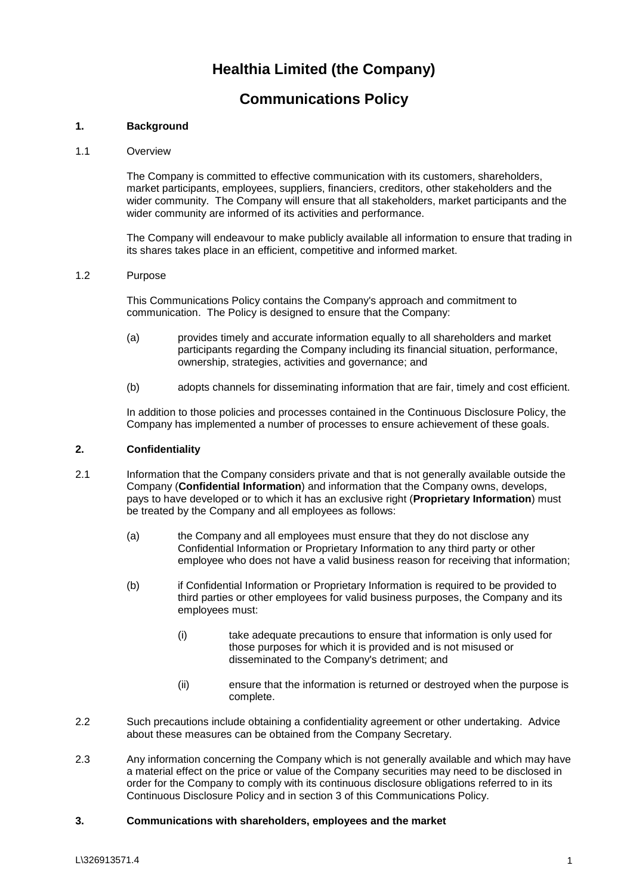# Healthia Limited (the Company)

# Communications Policy

## 1. Background

1.1 Overview

The Company is committed to effective communication with its customers, shareholders, market participants, employees, suppliers, financiers, creditors, other stakeholders and the wider community. The Company will ensure that all stakeholders, market participants and the wider community are informed of its activities and performance.

The Company will endeavour to make publicly available all information to ensure that trading in its shares takes place in an efficient, competitive and informed market.

1.2 Purpose

This Communications Policy contains the Company's approach and commitment to communication. The Policy is designed to ensure that the Company:

(a) provides timely and accurate information equally to all shareholders and market participants regarding the Company including its financial situation, performance, ownership, strategies, activities and governance; and

(b) adopts channels for disseminating information that are fair, timely and cost efficient.

In addition to those policies and processes contained in the Continuous Disclosure Policy, the Company has implemented a number of processes to ensure achievement of these goals.

## 2. Confidentiality

2.1 Information that the Company considers private and that is not generally available outside the Company (**Confidential Information**) and information that the Company owns, develops, pays to have developed or to which it has an exclusive right (**Proprietary Information**) must be treated by the Company and all employees as follows:

(a) the Company and all employees must ensure that they do not disclose any Confidential Information or Proprietary Information to any third party or other employee who does not have a valid business reason for receiving that information;

(b) if Confidential Information or Proprietary Information is required to be provided to third parties or other employees for valid business purposes, the Company and its employees must:

(i) take adequate precautions to ensure that information is only used for those purposes for which it is provided and is not misused or disseminated to the Company's detriment; and

(ii) ensure that the information is returned or destroyed when the purpose is complete.

2.2 Such precautions include obtaining a confidentiality agreement or other undertaking. Advice about these measures can be obtained from the Company Secretary.

2.3 Any information concerning the Company which is not generally available and which may have a material effect on the price or value of the Company securities may need to be disclosed in order for the Company to comply with its continuous disclosure obligations referred to in its Continuous Disclosure Policy and in section 3 of this Communications Policy.

## 3. Communications with shareholders, employees and the market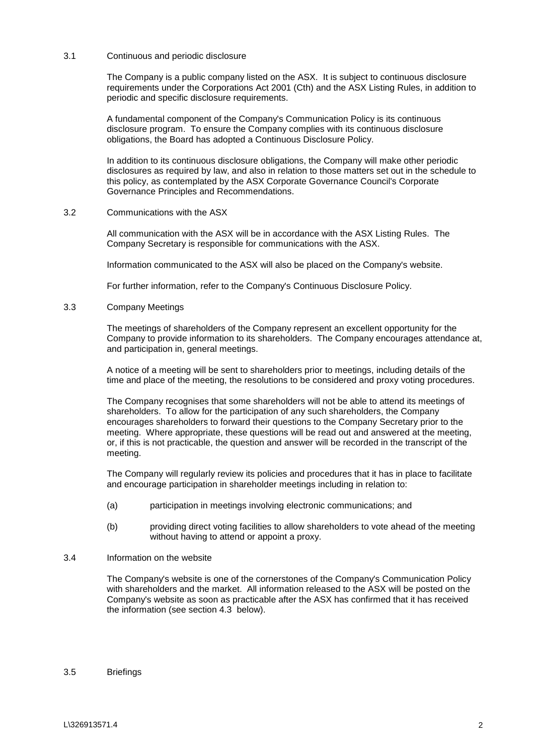### 3.1 Continuous and periodic disclosure

The Company is a public company listed on the ASX. It is subject to continuous disclosure requirements under the Corporations Act 2001 (Cth) and the ASX Listing Rules, in addition to periodic and specific disclosure requirements.

A fundamental component of the Company's Communication Policy is its continuous disclosure program. To ensure the Company complies with its continuous disclosure obligations, the Board has adopted a Continuous Disclosure Policy.

In addition to its continuous disclosure obligations, the Company will make other periodic disclosures as required by law, and also in relation to those matters set out in the schedule to this policy, as contemplated by the ASX Corporate Governance Council's Corporate Governance Principles and Recommendations.

### 3.2 Communications with the ASX

All communication with the ASX will be in accordance with the ASX Listing Rules. The Company Secretary is responsible for communications with the ASX.

Information communicated to the ASX will also be placed on the Company's website.

For further information, refer to the Company's Continuous Disclosure Policy.

### 3.3 Company Meetings

The meetings of shareholders of the Company represent an excellent opportunity for the Company to provide information to its shareholders. The Company encourages attendance at, and participation in, general meetings.

A notice of a meeting will be sent to shareholders prior to meetings, including details of the time and place of the meeting, the resolutions to be considered and proxy voting procedures.

The Company recognises that some shareholders will not be able to attend its meetings of shareholders. To allow for the participation of any such shareholders, the Company encourages shareholders to forward their questions to the Company Secretary prior to the meeting. Where appropriate, these questions will be read out and answered at the meeting, or, if this is not practicable, the question and answer will be recorded in the transcript of the meeting.

The Company will regularly review its policies and procedures that it has in place to facilitate and encourage participation in shareholder meetings including in relation to:

(a) participation in meetings involving electronic communications; and

(b) providing direct voting facilities to allow shareholders to vote ahead of the meeting without having to attend or appoint a proxy.

### 3.4 Information on the website

The Company's website is one of the cornerstones of the Company's Communication Policy with shareholders and the market. All information released to the ASX will be posted on the Company's website as soon as practicable after the ASX has confirmed that it has received the information (see section 4.3 below).

### 3.5 Briefings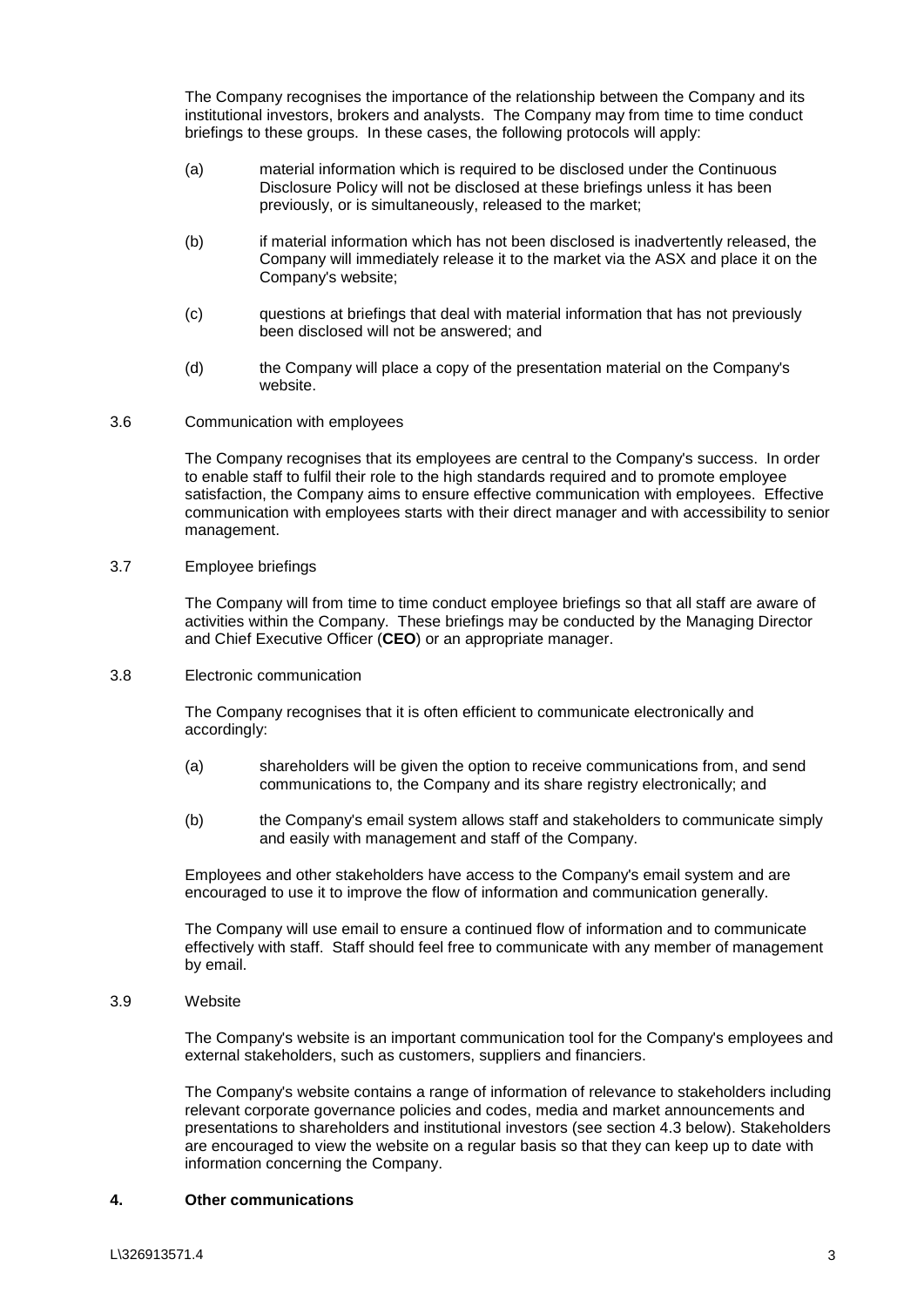The Company recognises the importance of the relationship between the Company and its institutional investors, brokers and analysts. The Company may from time to time conduct briefings to these groups. In these cases, the following protocols will apply:

(a) material information which is required to be disclosed under the Continuous Disclosure Policy will not be disclosed at these briefings unless it has been previously, or is simultaneously, released to the market;

(b) if material information which has not been disclosed is inadvertently released, the Company will immediately release it to the market via the ASX and place it on the Company's website;

(c) questions at briefings that deal with material information that has not previously been disclosed will not be answered; and

(d) the Company will place a copy of the presentation material on the Company's website.

3.6 Communication with employees

The Company recognises that its employees are central to the Company's success. In order to enable staff to fulfil their role to the high standards required and to promote employee satisfaction, the Company aims to ensure effective communication with employees. Effective communication with employees starts with their direct manager and with accessibility to senior management.

3.7 Employee briefings

The Company will from time to time conduct employee briefings so that all staff are aware of activities within the Company. These briefings may be conducted by the Managing Director and Chief Executive Officer (**CEO**) or an appropriate manager.

3.8 Electronic communication

The Company recognises that it is often efficient to communicate electronically and accordingly:

(a) shareholders will be given the option to receive communications from, and send communications to, the Company and its share registry electronically; and

(b) the Company's email system allows staff and stakeholders to communicate simply and easily with management and staff of the Company.

Employees and other stakeholders have access to the Company's email system and are encouraged to use it to improve the flow of information and communication generally.

The Company will use email to ensure a continued flow of information and to communicate effectively with staff. Staff should feel free to communicate with any member of management by email.

3.9 Website

The Company's website is an important communication tool for the Company's employees and external stakeholders, such as customers, suppliers and financiers.

The Company's website contains a range of information of relevance to stakeholders including relevant corporate governance policies and codes, media and market announcements and presentations to shareholders and institutional investors (see section 4.3 below). Stakeholders are encouraged to view the website on a regular basis so that they can keep up to date with information concerning the Company.

## 4. Other communications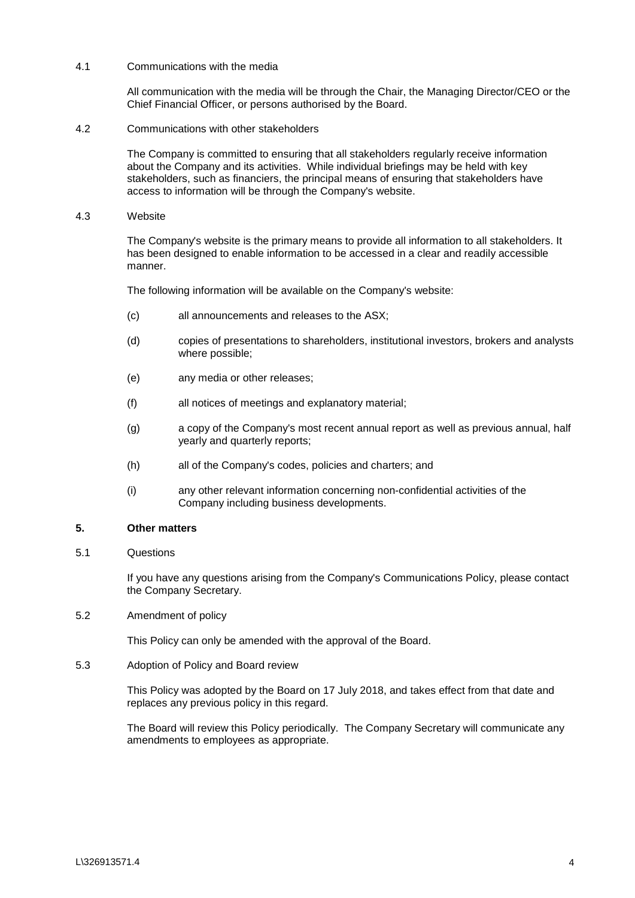4.1 Communications with the media

All communication with the media will be through the Chair, the Managing Director/CEO or the Chief Financial Officer, or persons authorised by the Board.

4.2 Communications with other stakeholders

The Company is committed to ensuring that all stakeholders regularly receive information about the Company and its activities. While individual briefings may be held with key stakeholders, such as financiers, the principal means of ensuring that stakeholders have access to information will be through the Company's website.

4.3 Website

The Company's website is the primary means to provide all information to all stakeholders. It has been designed to enable information to be accessed in a clear and readily accessible manner.

The following information will be available on the Company's website:

(c) all announcements and releases to the ASX;

(d) copies of presentations to shareholders, institutional investors, brokers and analysts where possible;

(e) any media or other releases;

(f) all notices of meetings and explanatory material;

(g) a copy of the Company's most recent annual report as well as previous annual, half yearly and quarterly reports;

(h) all of the Company's codes, policies and charters; and

(i) any other relevant information concerning non-confidential activities of the Company including business developments.

## 5. Other matters

5.1 Questions

If you have any questions arising from the Company's Communications Policy, please contact the Company Secretary.

5.2 Amendment of policy

This Policy can only be amended with the approval of the Board.

5.3 Adoption of Policy and Board review

This Policy was adopted by the Board on 17 July 2018, and takes effect from that date and replaces any previous policy in this regard.

The Board will review this Policy periodically. The Company Secretary will communicate any amendments to employees as appropriate.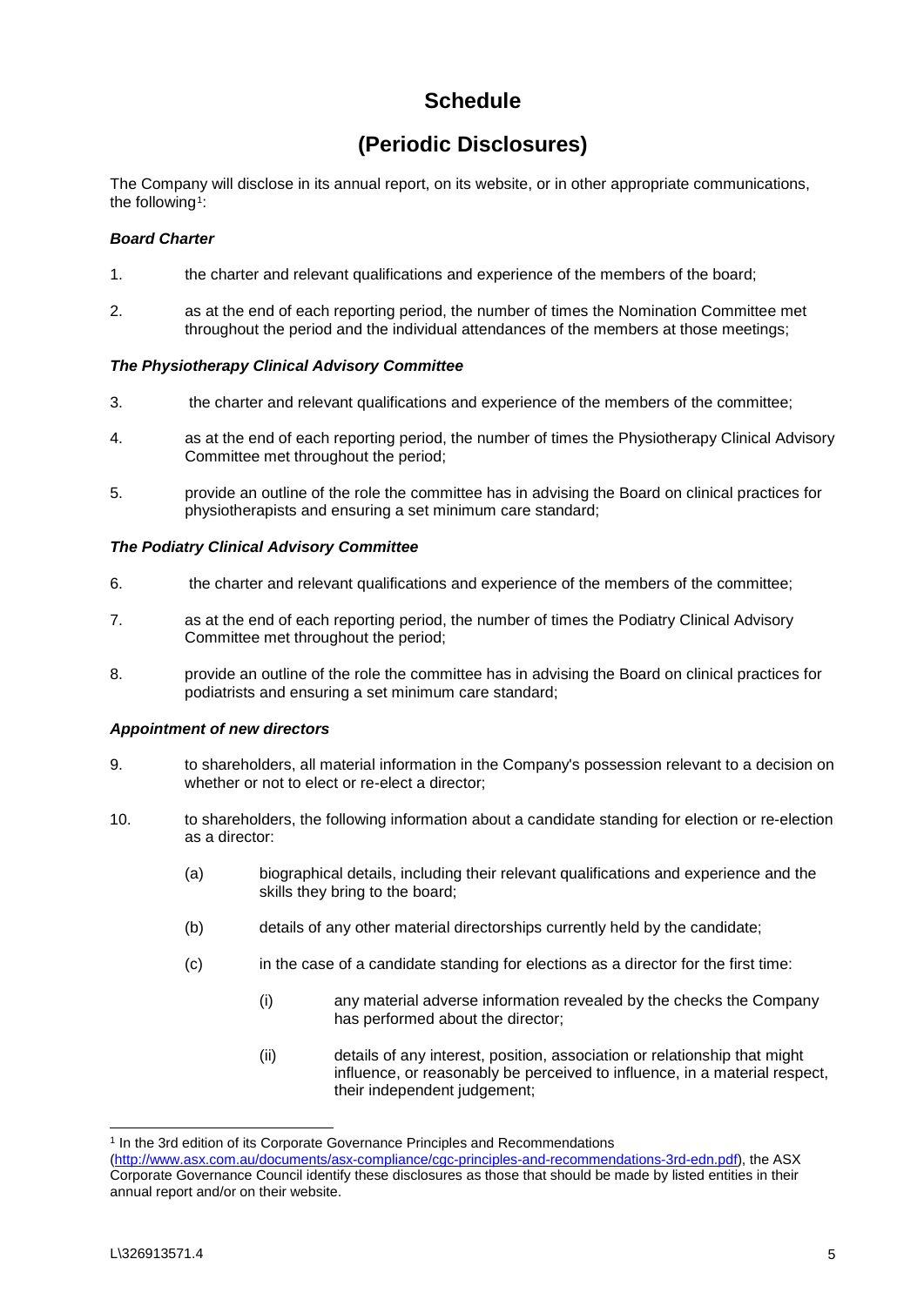# Schedule

# (Periodic Disclosures)

The Company will disclose in its annual report, on its website, or in other appropriate communications, the following[1]:

### *Board Charter*

1. the charter and relevant qualifications and experience of the members of the board;

2. as at the end of each reporting period, the number of times the Nomination Committee met throughout the period and the individual attendances of the members at those meetings;

### *The Physiotherapy Clinical Advisory Committee*

3. the charter and relevant qualifications and experience of the members of the committee;

4. as at the end of each reporting period, the number of times the Physiotherapy Clinical Advisory Committee met throughout the period;

5. provide an outline of the role the committee has in advising the Board on clinical practices for physiotherapists and ensuring a set minimum care standard;

### *The Podiatry Clinical Advisory Committee*

6. the charter and relevant qualifications and experience of the members of the committee;

7. as at the end of each reporting period, the number of times the Podiatry Clinical Advisory Committee met throughout the period;

8. provide an outline of the role the committee has in advising the Board on clinical practices for podiatrists and ensuring a set minimum care standard;

### *Appointment of new directors*

9. to shareholders, all material information in the Company's possession relevant to a decision on whether or not to elect or re-elect a director;

10. to shareholders, the following information about a candidate standing for election or re-election as a director:

    (a) biographical details, including their relevant qualifications and experience and the skills they bring to the board;

    (b) details of any other material directorships currently held by the candidate;

    (c) in the case of a candidate standing for elections as a director for the first time:

        (i) any material adverse information revealed by the checks the Company has performed about the director;

        (ii) details of any interest, position, association or relationship that might influence, or reasonably be perceived to influence, in a material respect, their independent judgement;

---

[1] In the 3rd edition of its Corporate Governance Principles and Recommendations (http://www.asx.com.au/documents/asx-compliance/cgc-principles-and-recommendations-3rd-edn.pdf), the ASX Corporate Governance Council identify these disclosures as those that should be made by listed entities in their annual report and/or on their website.

L\326913571.4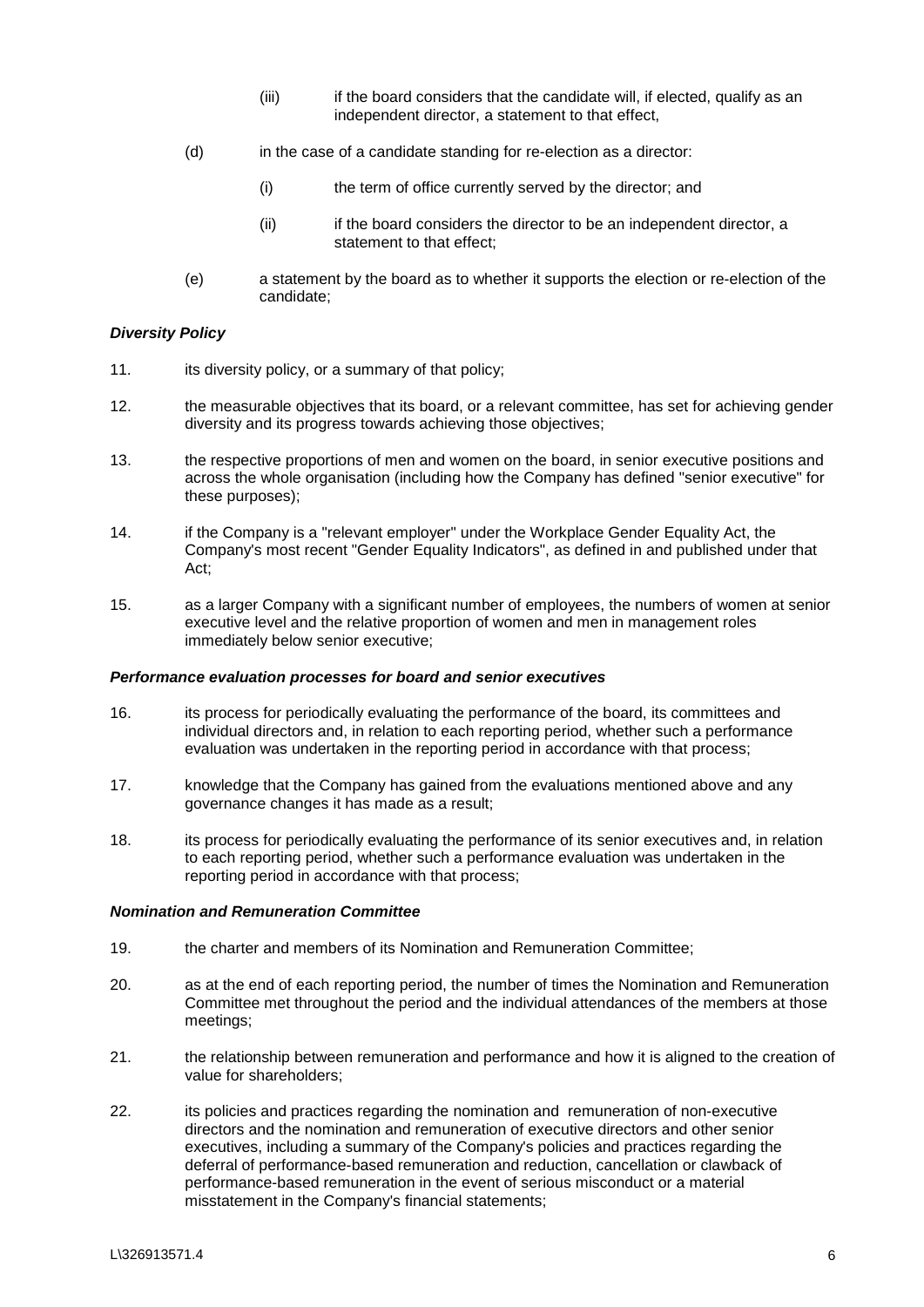(iii) if the board considers that the candidate will, if elected, qualify as an independent director, a statement to that effect,

(d) in the case of a candidate standing for re-election as a director:

(i) the term of office currently served by the director; and

(ii) if the board considers the director to be an independent director, a statement to that effect;

(e) a statement by the board as to whether it supports the election or re-election of the candidate;

***Diversity Policy***

11. its diversity policy, or a summary of that policy;

12. the measurable objectives that its board, or a relevant committee, has set for achieving gender diversity and its progress towards achieving those objectives;

13. the respective proportions of men and women on the board, in senior executive positions and across the whole organisation (including how the Company has defined "senior executive" for these purposes);

14. if the Company is a "relevant employer" under the Workplace Gender Equality Act, the Company's most recent "Gender Equality Indicators", as defined in and published under that Act;

15. as a larger Company with a significant number of employees, the numbers of women at senior executive level and the relative proportion of women and men in management roles immediately below senior executive;

***Performance evaluation processes for board and senior executives***

16. its process for periodically evaluating the performance of the board, its committees and individual directors and, in relation to each reporting period, whether such a performance evaluation was undertaken in the reporting period in accordance with that process;

17. knowledge that the Company has gained from the evaluations mentioned above and any governance changes it has made as a result;

18. its process for periodically evaluating the performance of its senior executives and, in relation to each reporting period, whether such a performance evaluation was undertaken in the reporting period in accordance with that process;

***Nomination and Remuneration Committee***

19. the charter and members of its Nomination and Remuneration Committee;

20. as at the end of each reporting period, the number of times the Nomination and Remuneration Committee met throughout the period and the individual attendances of the members at those meetings;

21. the relationship between remuneration and performance and how it is aligned to the creation of value for shareholders;

22. its policies and practices regarding the nomination and remuneration of non-executive directors and the nomination and remuneration of executive directors and other senior executives, including a summary of the Company's policies and practices regarding the deferral of performance-based remuneration and reduction, cancellation or clawback of performance-based remuneration in the event of serious misconduct or a material misstatement in the Company's financial statements;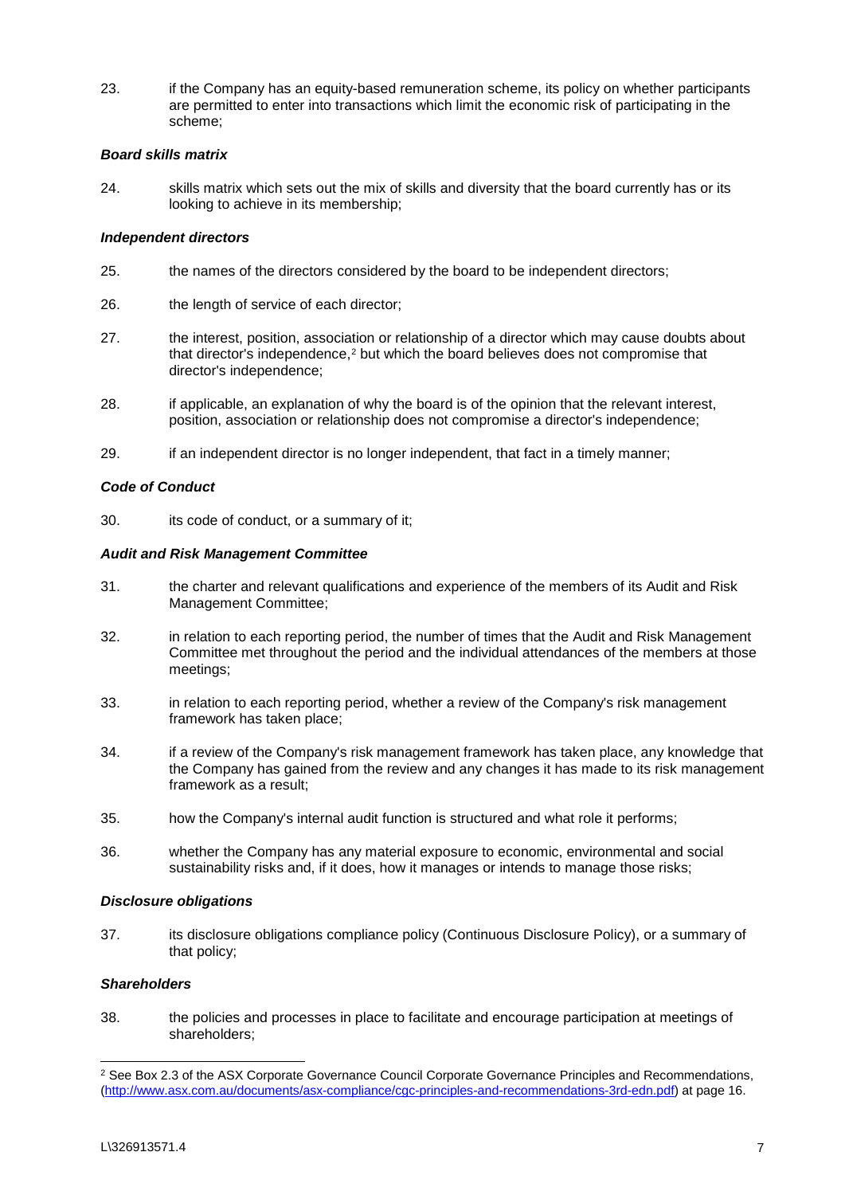23. if the Company has an equity-based remuneration scheme, its policy on whether participants are permitted to enter into transactions which limit the economic risk of participating in the scheme;

***Board skills matrix***

24. skills matrix which sets out the mix of skills and diversity that the board currently has or its looking to achieve in its membership;

***Independent directors***

25. the names of the directors considered by the board to be independent directors;

26. the length of service of each director;

27. the interest, position, association or relationship of a director which may cause doubts about that director's independence,[2] but which the board believes does not compromise that director's independence;

28. if applicable, an explanation of why the board is of the opinion that the relevant interest, position, association or relationship does not compromise a director's independence;

29. if an independent director is no longer independent, that fact in a timely manner;

***Code of Conduct***

30. its code of conduct, or a summary of it;

***Audit and Risk Management Committee***

31. the charter and relevant qualifications and experience of the members of its Audit and Risk Management Committee;

32. in relation to each reporting period, the number of times that the Audit and Risk Management Committee met throughout the period and the individual attendances of the members at those meetings;

33. in relation to each reporting period, whether a review of the Company's risk management framework has taken place;

34. if a review of the Company's risk management framework has taken place, any knowledge that the Company has gained from the review and any changes it has made to its risk management framework as a result;

35. how the Company's internal audit function is structured and what role it performs;

36. whether the Company has any material exposure to economic, environmental and social sustainability risks and, if it does, how it manages or intends to manage those risks;

***Disclosure obligations***

37. its disclosure obligations compliance policy (Continuous Disclosure Policy), or a summary of that policy;

***Shareholders***

38. the policies and processes in place to facilitate and encourage participation at meetings of shareholders;

[2] See Box 2.3 of the ASX Corporate Governance Council Corporate Governance Principles and Recommendations, (http://www.asx.com.au/documents/asx-compliance/cgc-principles-and-recommendations-3rd-edn.pdf) at page 16.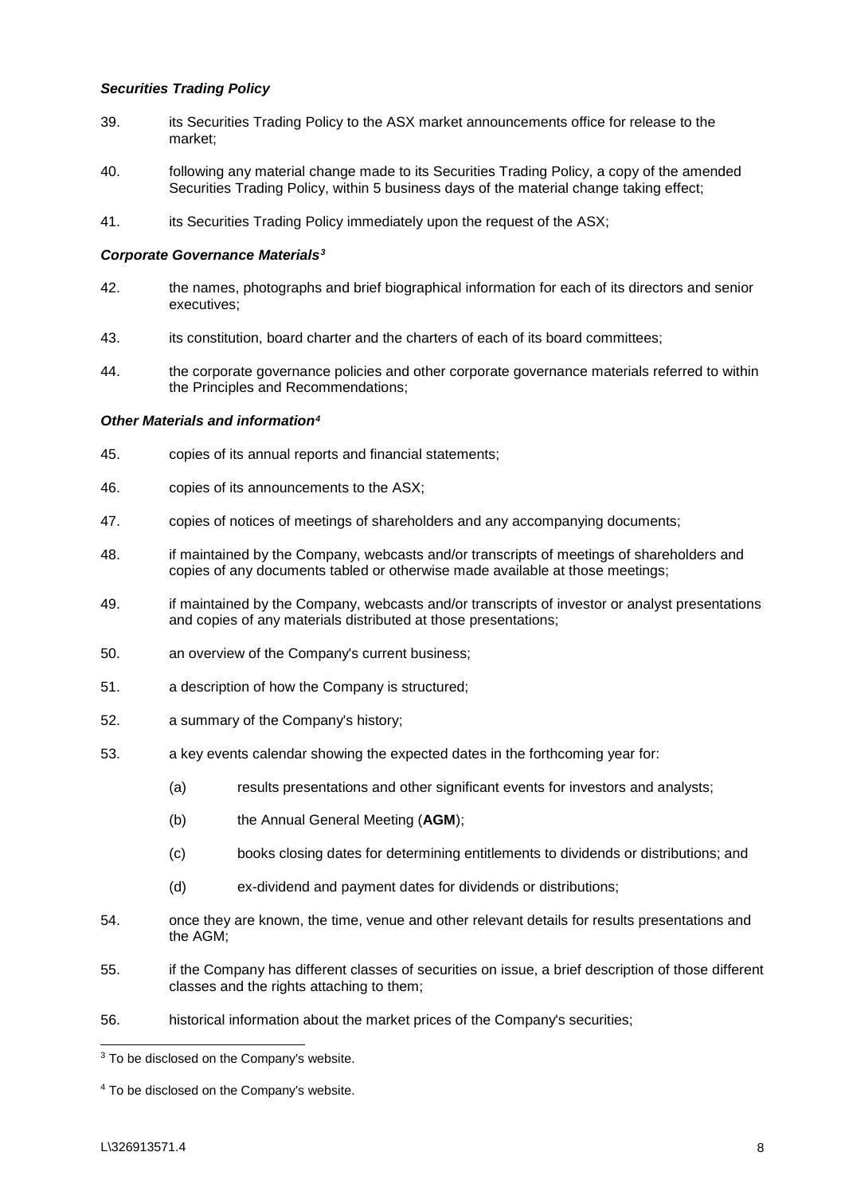***Securities Trading Policy***

39. its Securities Trading Policy to the ASX market announcements office for release to the market;

40. following any material change made to its Securities Trading Policy, a copy of the amended Securities Trading Policy, within 5 business days of the material change taking effect;

41. its Securities Trading Policy immediately upon the request of the ASX;

***Corporate Governance Materials***[3]

42. the names, photographs and brief biographical information for each of its directors and senior executives;

43. its constitution, board charter and the charters of each of its board committees;

44. the corporate governance policies and other corporate governance materials referred to within the Principles and Recommendations;

***Other Materials and information***[4]

45. copies of its annual reports and financial statements;

46. copies of its announcements to the ASX;

47. copies of notices of meetings of shareholders and any accompanying documents;

48. if maintained by the Company, webcasts and/or transcripts of meetings of shareholders and copies of any documents tabled or otherwise made available at those meetings;

49. if maintained by the Company, webcasts and/or transcripts of investor or analyst presentations and copies of any materials distributed at those presentations;

50. an overview of the Company's current business;

51. a description of how the Company is structured;

52. a summary of the Company's history;

53. a key events calendar showing the expected dates in the forthcoming year for:

    (a) results presentations and other significant events for investors and analysts;

    (b) the Annual General Meeting (**AGM**);

    (c) books closing dates for determining entitlements to dividends or distributions; and

    (d) ex-dividend and payment dates for dividends or distributions;

54. once they are known, the time, venue and other relevant details for results presentations and the AGM;

55. if the Company has different classes of securities on issue, a brief description of those different classes and the rights attaching to them;

56. historical information about the market prices of the Company's securities;

---

[3] To be disclosed on the Company's website.

[4] To be disclosed on the Company's website.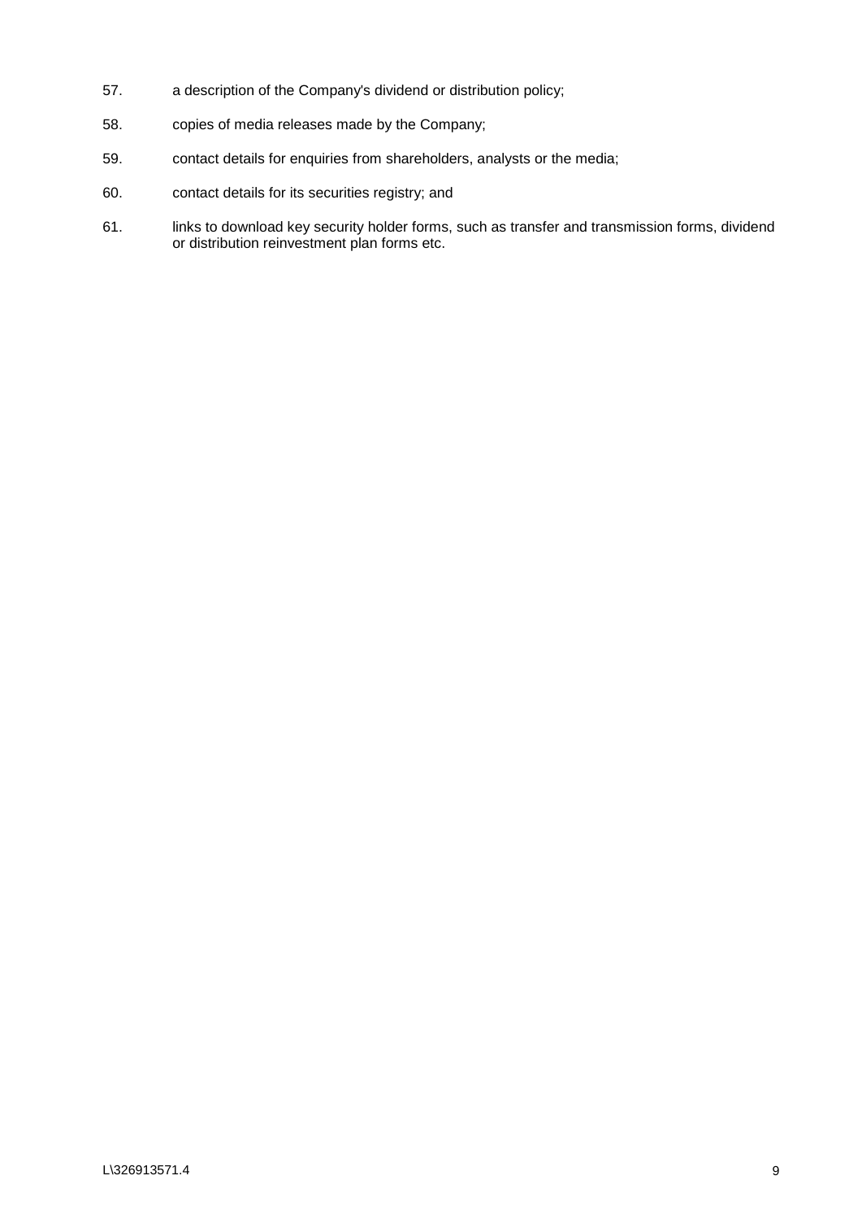57. a description of the Company's dividend or distribution policy;

58. copies of media releases made by the Company;

59. contact details for enquiries from shareholders, analysts or the media;

60. contact details for its securities registry; and

61. links to download key security holder forms, such as transfer and transmission forms, dividend or distribution reinvestment plan forms etc.